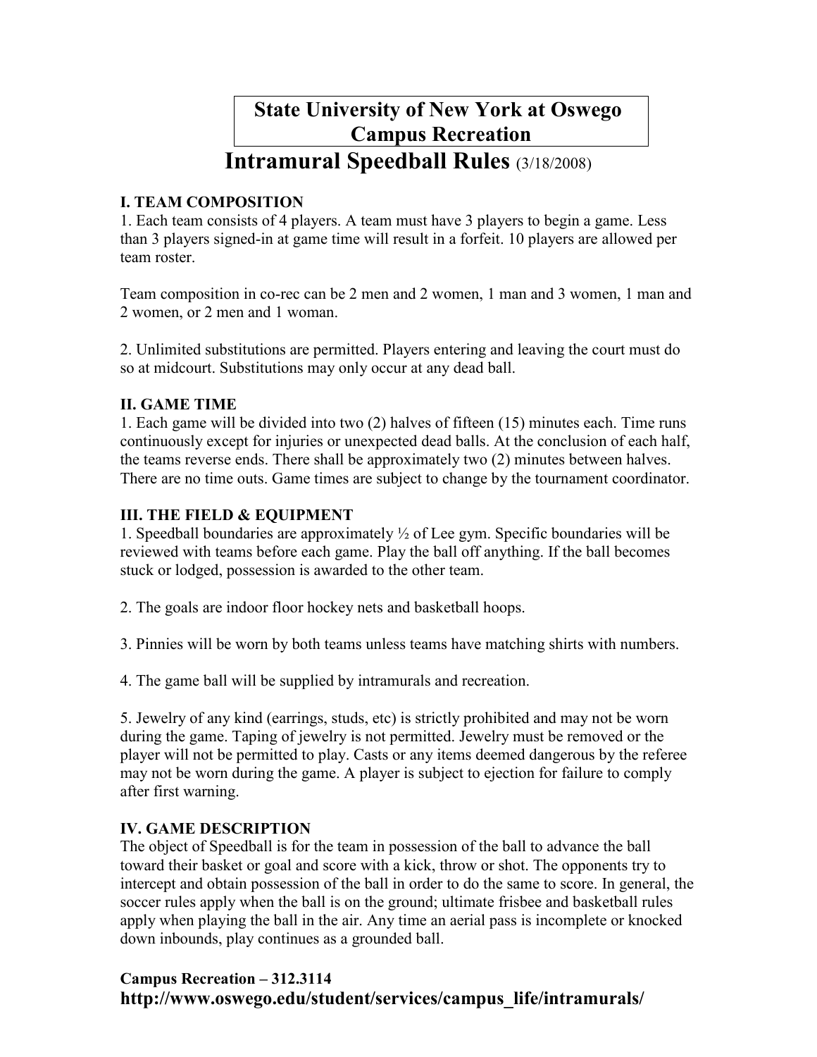# State University of New York at Oswego
# Campus Recreation

## Intramural Speedball Rules (3/18/2008)

**I. TEAM COMPOSITION**

1. Each team consists of 4 players. A team must have 3 players to begin a game. Less than 3 players signed-in at game time will result in a forfeit. 10 players are allowed per team roster.

Team composition in co-rec can be 2 men and 2 women, 1 man and 3 women, 1 man and 2 women, or 2 men and 1 woman.

2. Unlimited substitutions are permitted. Players entering and leaving the court must do so at midcourt. Substitutions may only occur at any dead ball.

**II. GAME TIME**

1. Each game will be divided into two (2) halves of fifteen (15) minutes each. Time runs continuously except for injuries or unexpected dead balls. At the conclusion of each half, the teams reverse ends. There shall be approximately two (2) minutes between halves. There are no time outs. Game times are subject to change by the tournament coordinator.

**III. THE FIELD & EQUIPMENT**

1. Speedball boundaries are approximately ½ of Lee gym. Specific boundaries will be reviewed with teams before each game. Play the ball off anything. If the ball becomes stuck or lodged, possession is awarded to the other team.

2. The goals are indoor floor hockey nets and basketball hoops.

3. Pinnies will be worn by both teams unless teams have matching shirts with numbers.

4. The game ball will be supplied by intramurals and recreation.

5. Jewelry of any kind (earrings, studs, etc) is strictly prohibited and may not be worn during the game. Taping of jewelry is not permitted. Jewelry must be removed or the player will not be permitted to play. Casts or any items deemed dangerous by the referee may not be worn during the game. A player is subject to ejection for failure to comply after first warning.

**IV. GAME DESCRIPTION**

The object of Speedball is for the team in possession of the ball to advance the ball toward their basket or goal and score with a kick, throw or shot. The opponents try to intercept and obtain possession of the ball in order to do the same to score. In general, the soccer rules apply when the ball is on the ground; ultimate frisbee and basketball rules apply when playing the ball in the air. Any time an aerial pass is incomplete or knocked down inbounds, play continues as a grounded ball.

**Campus Recreation – 312.3114**

**http://www.oswego.edu/student/services/campus_life/intramurals/**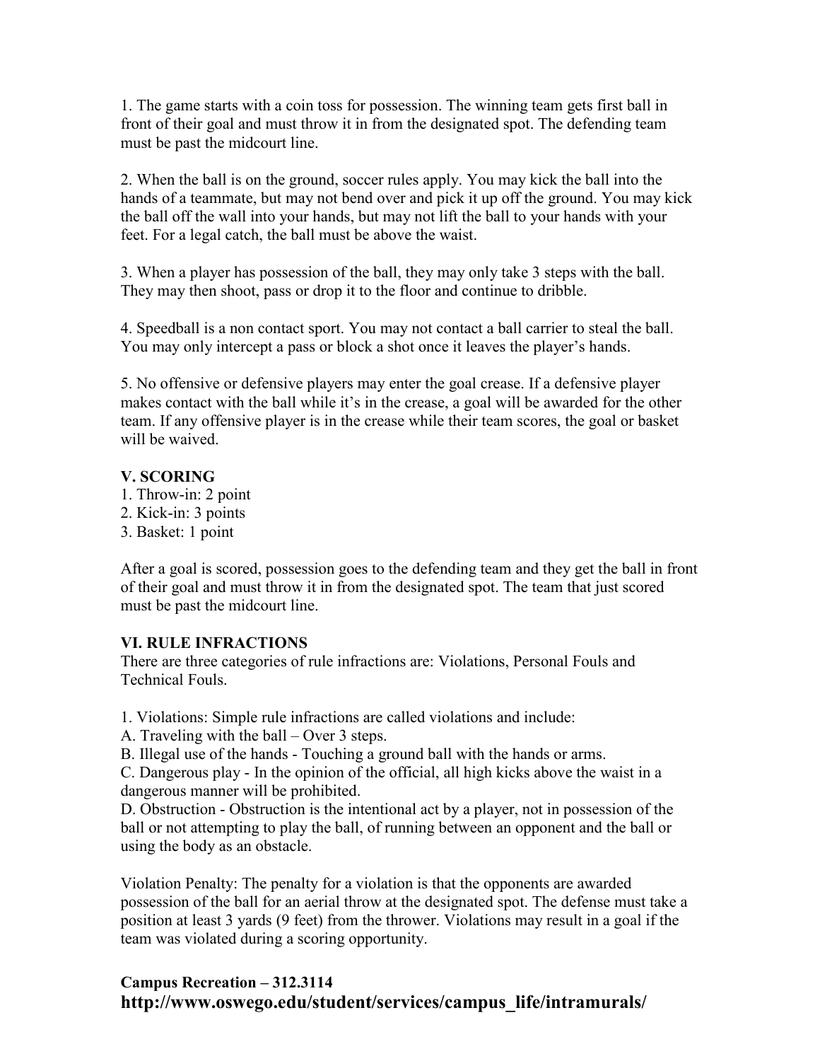1. The game starts with a coin toss for possession. The winning team gets first ball in front of their goal and must throw it in from the designated spot. The defending team must be past the midcourt line.

2. When the ball is on the ground, soccer rules apply. You may kick the ball into the hands of a teammate, but may not bend over and pick it up off the ground. You may kick the ball off the wall into your hands, but may not lift the ball to your hands with your feet. For a legal catch, the ball must be above the waist.

3. When a player has possession of the ball, they may only take 3 steps with the ball. They may then shoot, pass or drop it to the floor and continue to dribble.

4. Speedball is a non contact sport. You may not contact a ball carrier to steal the ball. You may only intercept a pass or block a shot once it leaves the player's hands.

5. No offensive or defensive players may enter the goal crease. If a defensive player makes contact with the ball while it's in the crease, a goal will be awarded for the other team. If any offensive player is in the crease while their team scores, the goal or basket will be waived.

**V. SCORING**

1. Throw-in: 2 point
2. Kick-in: 3 points
3. Basket: 1 point

After a goal is scored, possession goes to the defending team and they get the ball in front of their goal and must throw it in from the designated spot. The team that just scored must be past the midcourt line.

**VI. RULE INFRACTIONS**

There are three categories of rule infractions are: Violations, Personal Fouls and Technical Fouls.

1. Violations: Simple rule infractions are called violations and include:
A. Traveling with the ball – Over 3 steps.
B. Illegal use of the hands - Touching a ground ball with the hands or arms.
C. Dangerous play - In the opinion of the official, all high kicks above the waist in a dangerous manner will be prohibited.
D. Obstruction - Obstruction is the intentional act by a player, not in possession of the ball or not attempting to play the ball, of running between an opponent and the ball or using the body as an obstacle.

Violation Penalty: The penalty for a violation is that the opponents are awarded possession of the ball for an aerial throw at the designated spot. The defense must take a position at least 3 yards (9 feet) from the thrower. Violations may result in a goal if the team was violated during a scoring opportunity.

**Campus Recreation – 312.3114**
**http://www.oswego.edu/student/services/campus_life/intramurals/**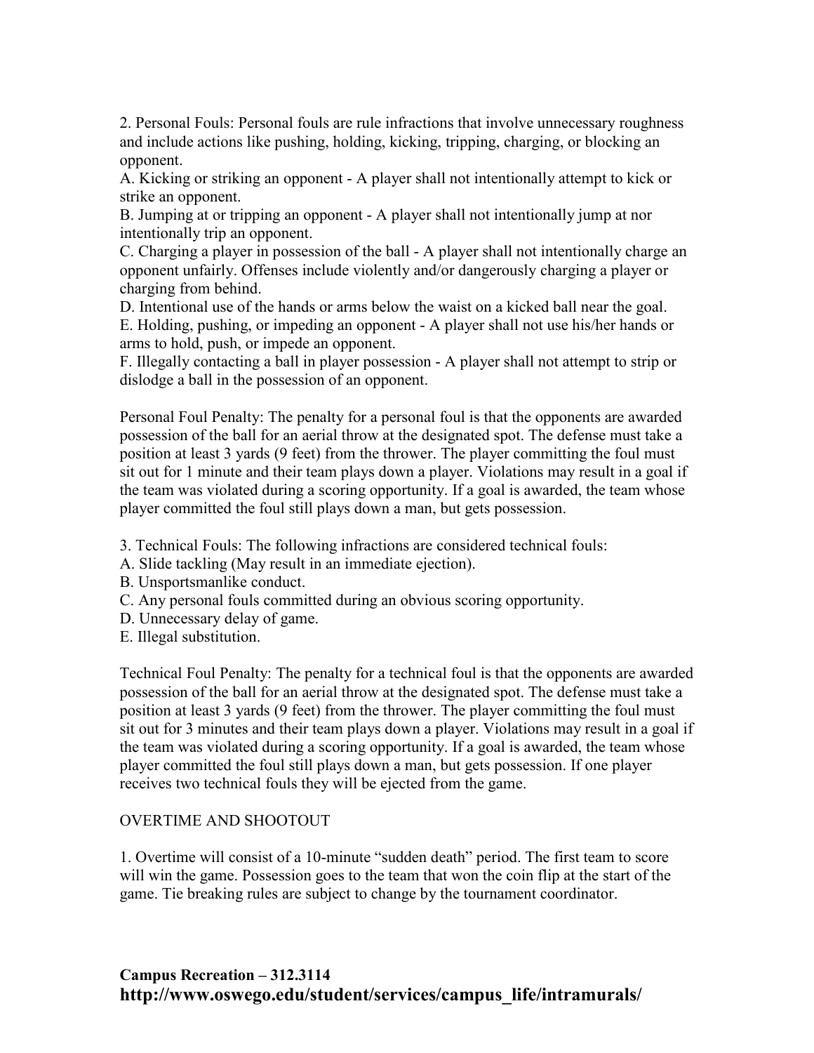2. Personal Fouls: Personal fouls are rule infractions that involve unnecessary roughness and include actions like pushing, holding, kicking, tripping, charging, or blocking an opponent.

A. Kicking or striking an opponent - A player shall not intentionally attempt to kick or strike an opponent.

B. Jumping at or tripping an opponent - A player shall not intentionally jump at nor intentionally trip an opponent.

C. Charging a player in possession of the ball - A player shall not intentionally charge an opponent unfairly. Offenses include violently and/or dangerously charging a player or charging from behind.

D. Intentional use of the hands or arms below the waist on a kicked ball near the goal.

E. Holding, pushing, or impeding an opponent - A player shall not use his/her hands or arms to hold, push, or impede an opponent.

F. Illegally contacting a ball in player possession - A player shall not attempt to strip or dislodge a ball in the possession of an opponent.

Personal Foul Penalty: The penalty for a personal foul is that the opponents are awarded possession of the ball for an aerial throw at the designated spot. The defense must take a position at least 3 yards (9 feet) from the thrower. The player committing the foul must sit out for 1 minute and their team plays down a player. Violations may result in a goal if the team was violated during a scoring opportunity. If a goal is awarded, the team whose player committed the foul still plays down a man, but gets possession.

3. Technical Fouls: The following infractions are considered technical fouls:

A. Slide tackling (May result in an immediate ejection).

B. Unsportsmanlike conduct.

C. Any personal fouls committed during an obvious scoring opportunity.

D. Unnecessary delay of game.

E. Illegal substitution.

Technical Foul Penalty: The penalty for a technical foul is that the opponents are awarded possession of the ball for an aerial throw at the designated spot. The defense must take a position at least 3 yards (9 feet) from the thrower. The player committing the foul must sit out for 3 minutes and their team plays down a player. Violations may result in a goal if the team was violated during a scoring opportunity. If a goal is awarded, the team whose player committed the foul still plays down a man, but gets possession. If one player receives two technical fouls they will be ejected from the game.

## OVERTIME AND SHOOTOUT

1. Overtime will consist of a 10-minute "sudden death" period. The first team to score will win the game. Possession goes to the team that won the coin flip at the start of the game. Tie breaking rules are subject to change by the tournament coordinator.

**Campus Recreation – 312.3114**

**http://www.oswego.edu/student/services/campus_life/intramurals/**